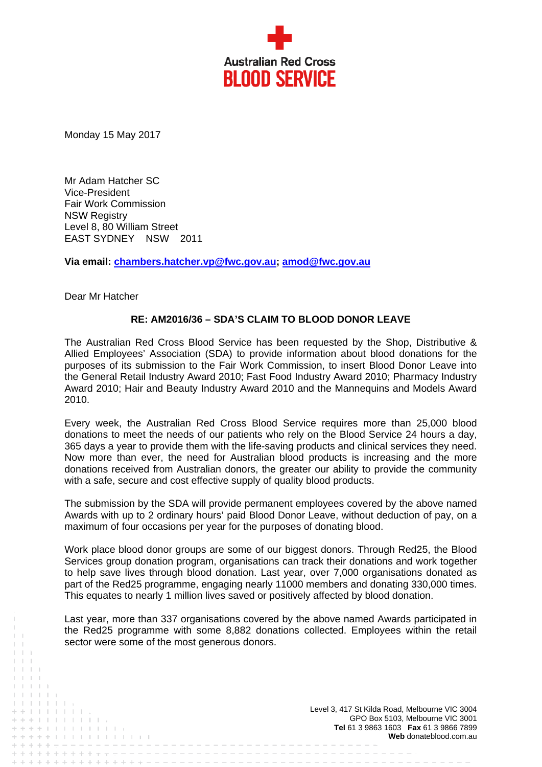**Australian Red Cross**
**BLOOD SERVICE**

Monday 15 May 2017

Mr Adam Hatcher SC
Vice-President
Fair Work Commission
NSW Registry
Level 8, 80 William Street
EAST SYDNEY NSW 2011

**Via email: chambers.hatcher.vp@fwc.gov.au; amod@fwc.gov.au**

Dear Mr Hatcher

**RE: AM2016/36 – SDA'S CLAIM TO BLOOD DONOR LEAVE**

The Australian Red Cross Blood Service has been requested by the Shop, Distributive & Allied Employees' Association (SDA) to provide information about blood donations for the purposes of its submission to the Fair Work Commission, to insert Blood Donor Leave into the General Retail Industry Award 2010; Fast Food Industry Award 2010; Pharmacy Industry Award 2010; Hair and Beauty Industry Award 2010 and the Mannequins and Models Award 2010.

Every week, the Australian Red Cross Blood Service requires more than 25,000 blood donations to meet the needs of our patients who rely on the Blood Service 24 hours a day, 365 days a year to provide them with the life-saving products and clinical services they need. Now more than ever, the need for Australian blood products is increasing and the more donations received from Australian donors, the greater our ability to provide the community with a safe, secure and cost effective supply of quality blood products.

The submission by the SDA will provide permanent employees covered by the above named Awards with up to 2 ordinary hours' paid Blood Donor Leave, without deduction of pay, on a maximum of four occasions per year for the purposes of donating blood.

Work place blood donor groups are some of our biggest donors. Through Red25, the Blood Services group donation program, organisations can track their donations and work together to help save lives through blood donation. Last year, over 7,000 organisations donated as part of the Red25 programme, engaging nearly 11000 members and donating 330,000 times. This equates to nearly 1 million lives saved or positively affected by blood donation.

Last year, more than 337 organisations covered by the above named Awards participated in the Red25 programme with some 8,882 donations collected. Employees within the retail sector were some of the most generous donors.

Level 3, 417 St Kilda Road, Melbourne VIC 3004
GPO Box 5103, Melbourne VIC 3001
**Tel** 61 3 9863 1603 **Fax** 61 3 9866 7899
**Web** donateblood.com.au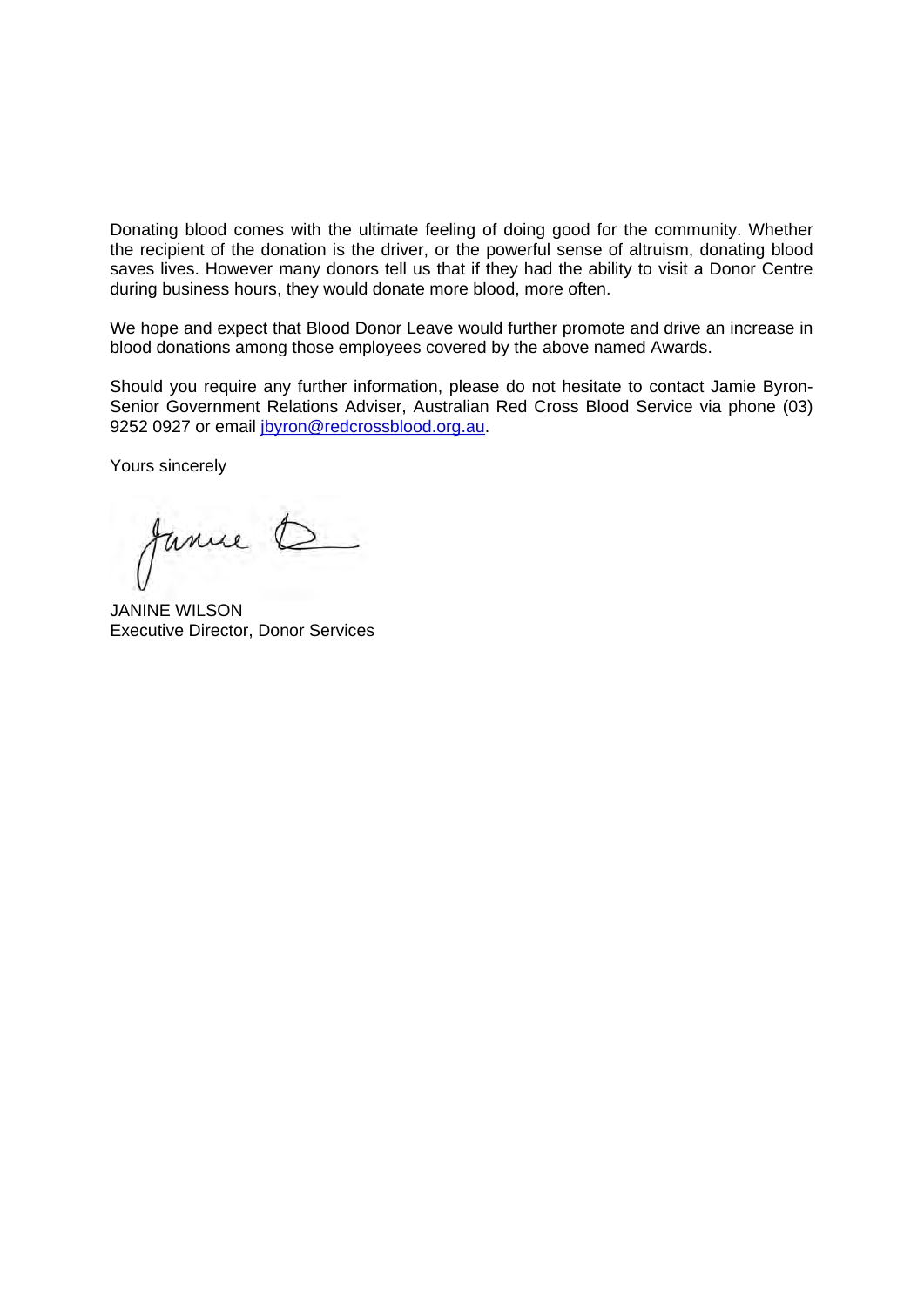Donating blood comes with the ultimate feeling of doing good for the community. Whether the recipient of the donation is the driver, or the powerful sense of altruism, donating blood saves lives. However many donors tell us that if they had the ability to visit a Donor Centre during business hours, they would donate more blood, more often.

We hope and expect that Blood Donor Leave would further promote and drive an increase in blood donations among those employees covered by the above named Awards.

Should you require any further information, please do not hesitate to contact Jamie Byron- Senior Government Relations Adviser, Australian Red Cross Blood Service via phone (03) 9252 0927 or email jbyron@redcrossblood.org.au.

Yours sincerely

JANINE WILSON
Executive Director, Donor Services